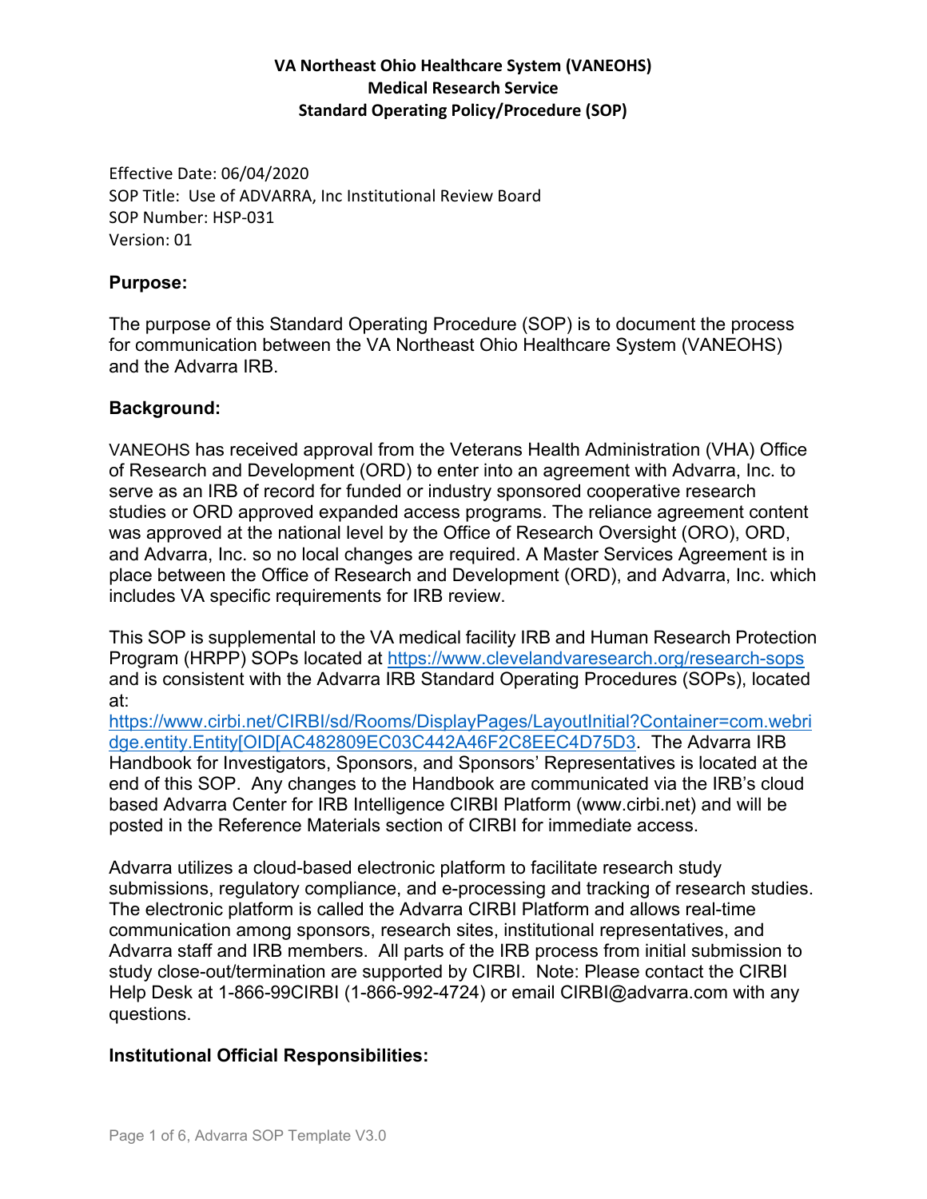**VA Northeast Ohio Healthcare System (VANEOHS)**
**Medical Research Service**
**Standard Operating Policy/Procedure (SOP)**

Effective Date: 06/04/2020
SOP Title: Use of ADVARRA, Inc Institutional Review Board
SOP Number: HSP-031
Version: 01

## Purpose:

The purpose of this Standard Operating Procedure (SOP) is to document the process for communication between the VA Northeast Ohio Healthcare System (VANEOHS) and the Advarra IRB.

## Background:

VANEOHS has received approval from the Veterans Health Administration (VHA) Office of Research and Development (ORD) to enter into an agreement with Advarra, Inc. to serve as an IRB of record for funded or industry sponsored cooperative research studies or ORD approved expanded access programs. The reliance agreement content was approved at the national level by the Office of Research Oversight (ORO), ORD, and Advarra, Inc. so no local changes are required. A Master Services Agreement is in place between the Office of Research and Development (ORD), and Advarra, Inc. which includes VA specific requirements for IRB review.

This SOP is supplemental to the VA medical facility IRB and Human Research Protection Program (HRPP) SOPs located at https://www.clevelandvaresearch.org/research-sops and is consistent with the Advarra IRB Standard Operating Procedures (SOPs), located at: https://www.cirbi.net/CIRBI/sd/Rooms/DisplayPages/LayoutInitial?Container=com.webridge.entity.Entity[OID[AC482809EC03C442A46F2C8EEC4D75D3. The Advarra IRB Handbook for Investigators, Sponsors, and Sponsors' Representatives is located at the end of this SOP. Any changes to the Handbook are communicated via the IRB's cloud based Advarra Center for IRB Intelligence CIRBI Platform (www.cirbi.net) and will be posted in the Reference Materials section of CIRBI for immediate access.

Advarra utilizes a cloud-based electronic platform to facilitate research study submissions, regulatory compliance, and e-processing and tracking of research studies. The electronic platform is called the Advarra CIRBI Platform and allows real-time communication among sponsors, research sites, institutional representatives, and Advarra staff and IRB members. All parts of the IRB process from initial submission to study close-out/termination are supported by CIRBI. Note: Please contact the CIRBI Help Desk at 1-866-99CIRBI (1-866-992-4724) or email CIRBI@advarra.com with any questions.

## Institutional Official Responsibilities: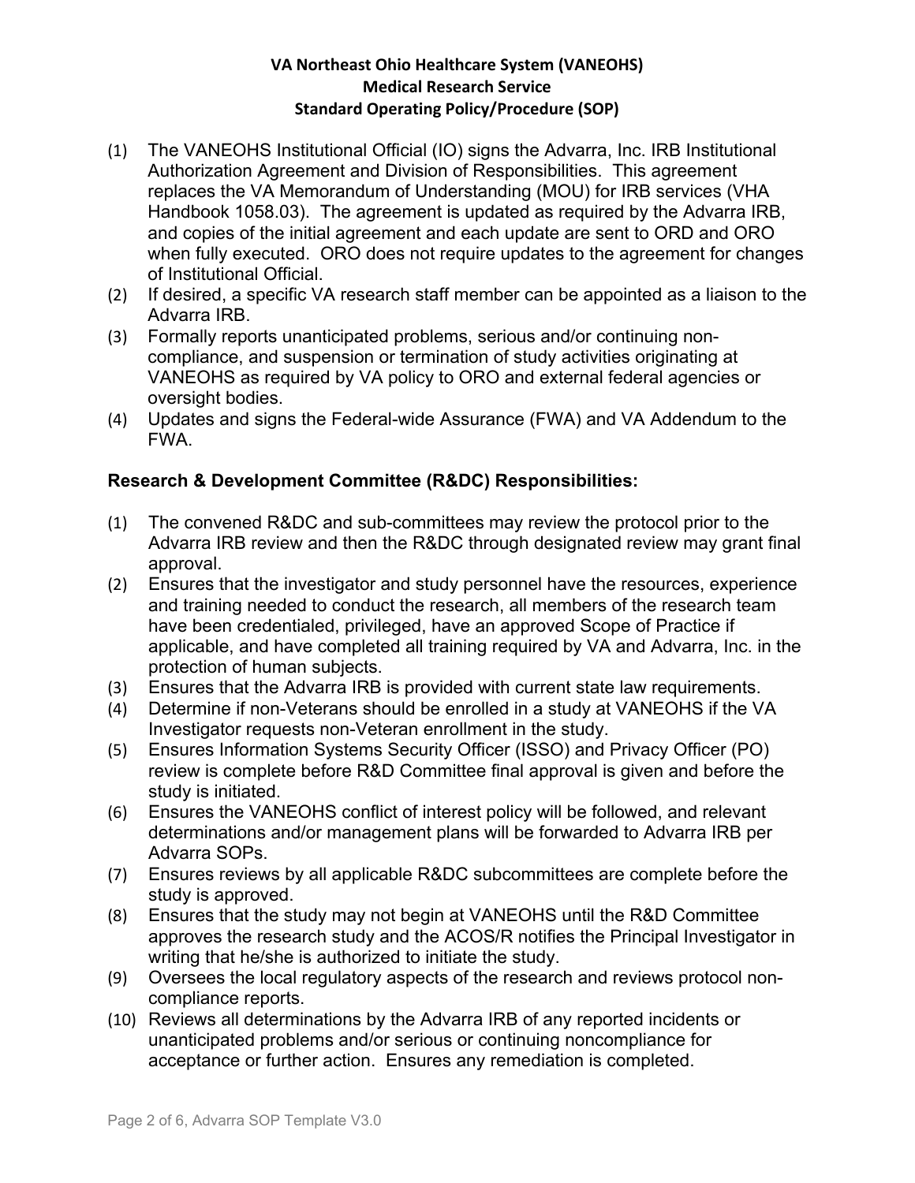(1) The VANEOHS Institutional Official (IO) signs the Advarra, Inc. IRB Institutional Authorization Agreement and Division of Responsibilities. This agreement replaces the VA Memorandum of Understanding (MOU) for IRB services (VHA Handbook 1058.03). The agreement is updated as required by the Advarra IRB, and copies of the initial agreement and each update are sent to ORD and ORO when fully executed. ORO does not require updates to the agreement for changes of Institutional Official.
(2) If desired, a specific VA research staff member can be appointed as a liaison to the Advarra IRB.
(3) Formally reports unanticipated problems, serious and/or continuing non-compliance, and suspension or termination of study activities originating at VANEOHS as required by VA policy to ORO and external federal agencies or oversight bodies.
(4) Updates and signs the Federal-wide Assurance (FWA) and VA Addendum to the FWA.

**Research & Development Committee (R&DC) Responsibilities:**

(1) The convened R&DC and sub-committees may review the protocol prior to the Advarra IRB review and then the R&DC through designated review may grant final approval.
(2) Ensures that the investigator and study personnel have the resources, experience and training needed to conduct the research, all members of the research team have been credentialed, privileged, have an approved Scope of Practice if applicable, and have completed all training required by VA and Advarra, Inc. in the protection of human subjects.
(3) Ensures that the Advarra IRB is provided with current state law requirements.
(4) Determine if non-Veterans should be enrolled in a study at VANEOHS if the VA Investigator requests non-Veteran enrollment in the study.
(5) Ensures Information Systems Security Officer (ISSO) and Privacy Officer (PO) review is complete before R&D Committee final approval is given and before the study is initiated.
(6) Ensures the VANEOHS conflict of interest policy will be followed, and relevant determinations and/or management plans will be forwarded to Advarra IRB per Advarra SOPs.
(7) Ensures reviews by all applicable R&DC subcommittees are complete before the study is approved.
(8) Ensures that the study may not begin at VANEOHS until the R&D Committee approves the research study and the ACOS/R notifies the Principal Investigator in writing that he/she is authorized to initiate the study.
(9) Oversees the local regulatory aspects of the research and reviews protocol non-compliance reports.
(10) Reviews all determinations by the Advarra IRB of any reported incidents or unanticipated problems and/or serious or continuing noncompliance for acceptance or further action. Ensures any remediation is completed.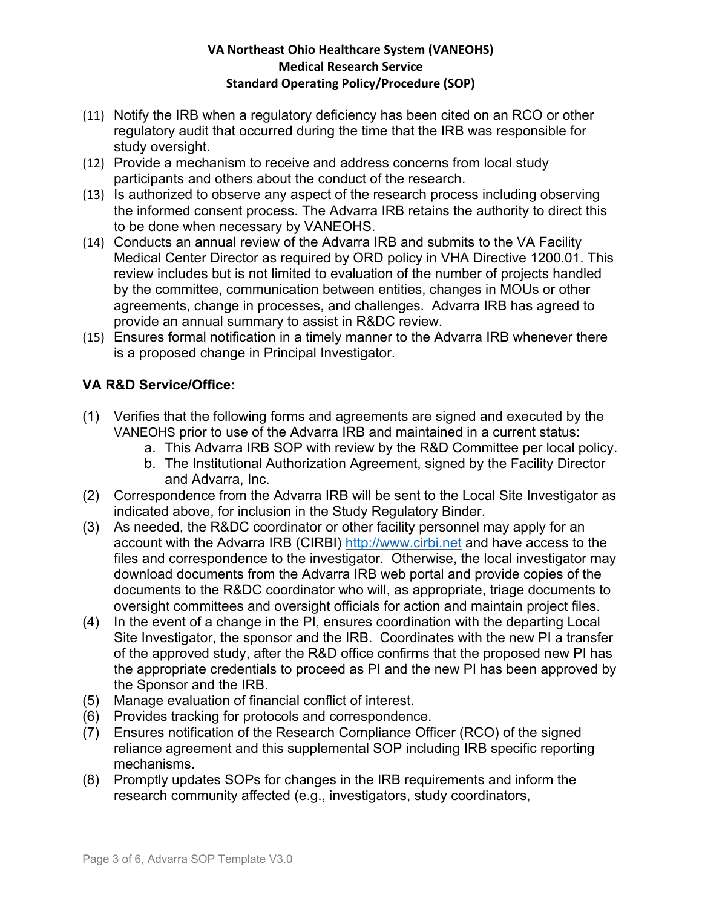(11) Notify the IRB when a regulatory deficiency has been cited on an RCO or other regulatory audit that occurred during the time that the IRB was responsible for study oversight.

(12) Provide a mechanism to receive and address concerns from local study participants and others about the conduct of the research.

(13) Is authorized to observe any aspect of the research process including observing the informed consent process. The Advarra IRB retains the authority to direct this to be done when necessary by VANEOHS.

(14) Conducts an annual review of the Advarra IRB and submits to the VA Facility Medical Center Director as required by ORD policy in VHA Directive 1200.01. This review includes but is not limited to evaluation of the number of projects handled by the committee, communication between entities, changes in MOUs or other agreements, change in processes, and challenges. Advarra IRB has agreed to provide an annual summary to assist in R&DC review.

(15) Ensures formal notification in a timely manner to the Advarra IRB whenever there is a proposed change in Principal Investigator.

**VA R&D Service/Office:**

(1) Verifies that the following forms and agreements are signed and executed by the VANEOHS prior to use of the Advarra IRB and maintained in a current status:
   a. This Advarra IRB SOP with review by the R&D Committee per local policy.
   b. The Institutional Authorization Agreement, signed by the Facility Director and Advarra, Inc.

(2) Correspondence from the Advarra IRB will be sent to the Local Site Investigator as indicated above, for inclusion in the Study Regulatory Binder.

(3) As needed, the R&DC coordinator or other facility personnel may apply for an account with the Advarra IRB (CIRBI) http://www.cirbi.net and have access to the files and correspondence to the investigator. Otherwise, the local investigator may download documents from the Advarra IRB web portal and provide copies of the documents to the R&DC coordinator who will, as appropriate, triage documents to oversight committees and oversight officials for action and maintain project files.

(4) In the event of a change in the PI, ensures coordination with the departing Local Site Investigator, the sponsor and the IRB. Coordinates with the new PI a transfer of the approved study, after the R&D office confirms that the proposed new PI has the appropriate credentials to proceed as PI and the new PI has been approved by the Sponsor and the IRB.

(5) Manage evaluation of financial conflict of interest.

(6) Provides tracking for protocols and correspondence.

(7) Ensures notification of the Research Compliance Officer (RCO) of the signed reliance agreement and this supplemental SOP including IRB specific reporting mechanisms.

(8) Promptly updates SOPs for changes in the IRB requirements and inform the research community affected (e.g., investigators, study coordinators,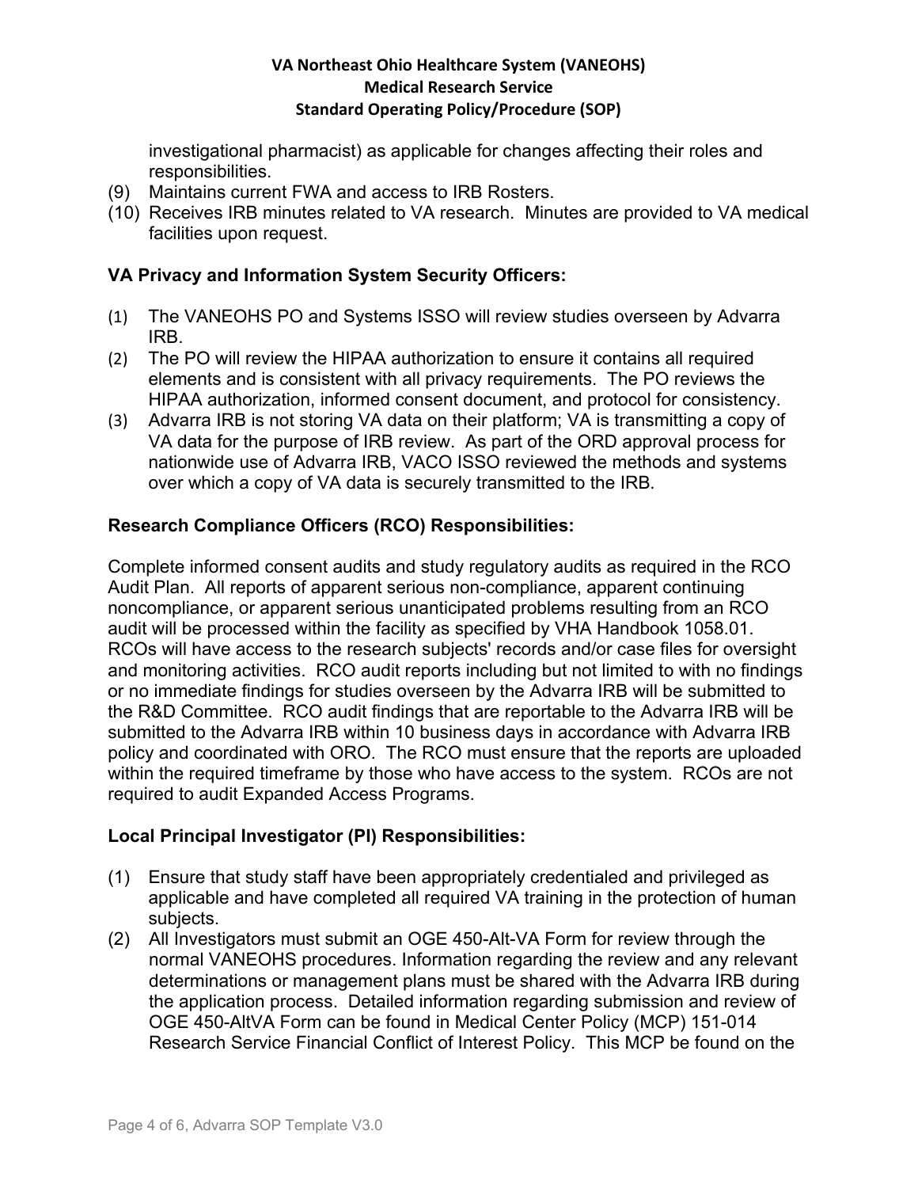investigational pharmacist) as applicable for changes affecting their roles and responsibilities.

(9) Maintains current FWA and access to IRB Rosters.

(10) Receives IRB minutes related to VA research. Minutes are provided to VA medical facilities upon request.

**VA Privacy and Information System Security Officers:**

(1) The VANEOHS PO and Systems ISSO will review studies overseen by Advarra IRB.

(2) The PO will review the HIPAA authorization to ensure it contains all required elements and is consistent with all privacy requirements. The PO reviews the HIPAA authorization, informed consent document, and protocol for consistency.

(3) Advarra IRB is not storing VA data on their platform; VA is transmitting a copy of VA data for the purpose of IRB review. As part of the ORD approval process for nationwide use of Advarra IRB, VACO ISSO reviewed the methods and systems over which a copy of VA data is securely transmitted to the IRB.

**Research Compliance Officers (RCO) Responsibilities:**

Complete informed consent audits and study regulatory audits as required in the RCO Audit Plan. All reports of apparent serious non-compliance, apparent continuing noncompliance, or apparent serious unanticipated problems resulting from an RCO audit will be processed within the facility as specified by VHA Handbook 1058.01. RCOs will have access to the research subjects' records and/or case files for oversight and monitoring activities. RCO audit reports including but not limited to with no findings or no immediate findings for studies overseen by the Advarra IRB will be submitted to the R&D Committee. RCO audit findings that are reportable to the Advarra IRB will be submitted to the Advarra IRB within 10 business days in accordance with Advarra IRB policy and coordinated with ORO. The RCO must ensure that the reports are uploaded within the required timeframe by those who have access to the system. RCOs are not required to audit Expanded Access Programs.

**Local Principal Investigator (PI) Responsibilities:**

(1) Ensure that study staff have been appropriately credentialed and privileged as applicable and have completed all required VA training in the protection of human subjects.

(2) All Investigators must submit an OGE 450-Alt-VA Form for review through the normal VANEOHS procedures. Information regarding the review and any relevant determinations or management plans must be shared with the Advarra IRB during the application process. Detailed information regarding submission and review of OGE 450-AltVA Form can be found in Medical Center Policy (MCP) 151-014 Research Service Financial Conflict of Interest Policy. This MCP be found on the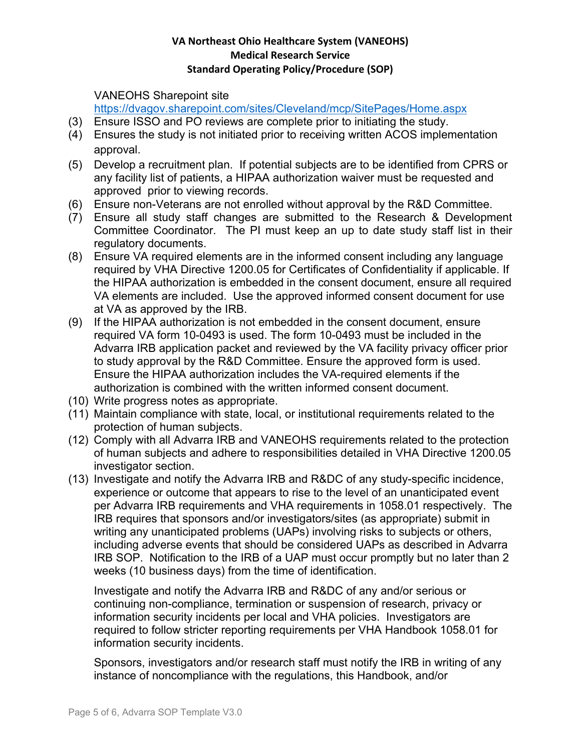VANEOHS Sharepoint site https://dvagov.sharepoint.com/sites/Cleveland/mcp/SitePages/Home.aspx

(3) Ensure ISSO and PO reviews are complete prior to initiating the study.

(4) Ensures the study is not initiated prior to receiving written ACOS implementation approval.

(5) Develop a recruitment plan. If potential subjects are to be identified from CPRS or any facility list of patients, a HIPAA authorization waiver must be requested and approved prior to viewing records.

(6) Ensure non-Veterans are not enrolled without approval by the R&D Committee.

(7) Ensure all study staff changes are submitted to the Research & Development Committee Coordinator. The PI must keep an up to date study staff list in their regulatory documents.

(8) Ensure VA required elements are in the informed consent including any language required by VHA Directive 1200.05 for Certificates of Confidentiality if applicable. If the HIPAA authorization is embedded in the consent document, ensure all required VA elements are included. Use the approved informed consent document for use at VA as approved by the IRB.

(9) If the HIPAA authorization is not embedded in the consent document, ensure required VA form 10-0493 is used. The form 10-0493 must be included in the Advarra IRB application packet and reviewed by the VA facility privacy officer prior to study approval by the R&D Committee. Ensure the approved form is used. Ensure the HIPAA authorization includes the VA-required elements if the authorization is combined with the written informed consent document.

(10) Write progress notes as appropriate.

(11) Maintain compliance with state, local, or institutional requirements related to the protection of human subjects.

(12) Comply with all Advarra IRB and VANEOHS requirements related to the protection of human subjects and adhere to responsibilities detailed in VHA Directive 1200.05 investigator section.

(13) Investigate and notify the Advarra IRB and R&DC of any study-specific incidence, experience or outcome that appears to rise to the level of an unanticipated event per Advarra IRB requirements and VHA requirements in 1058.01 respectively. The IRB requires that sponsors and/or investigators/sites (as appropriate) submit in writing any unanticipated problems (UAPs) involving risks to subjects or others, including adverse events that should be considered UAPs as described in Advarra IRB SOP. Notification to the IRB of a UAP must occur promptly but no later than 2 weeks (10 business days) from the time of identification.

Investigate and notify the Advarra IRB and R&DC of any and/or serious or continuing non-compliance, termination or suspension of research, privacy or information security incidents per local and VHA policies. Investigators are required to follow stricter reporting requirements per VHA Handbook 1058.01 for information security incidents.

Sponsors, investigators and/or research staff must notify the IRB in writing of any instance of noncompliance with the regulations, this Handbook, and/or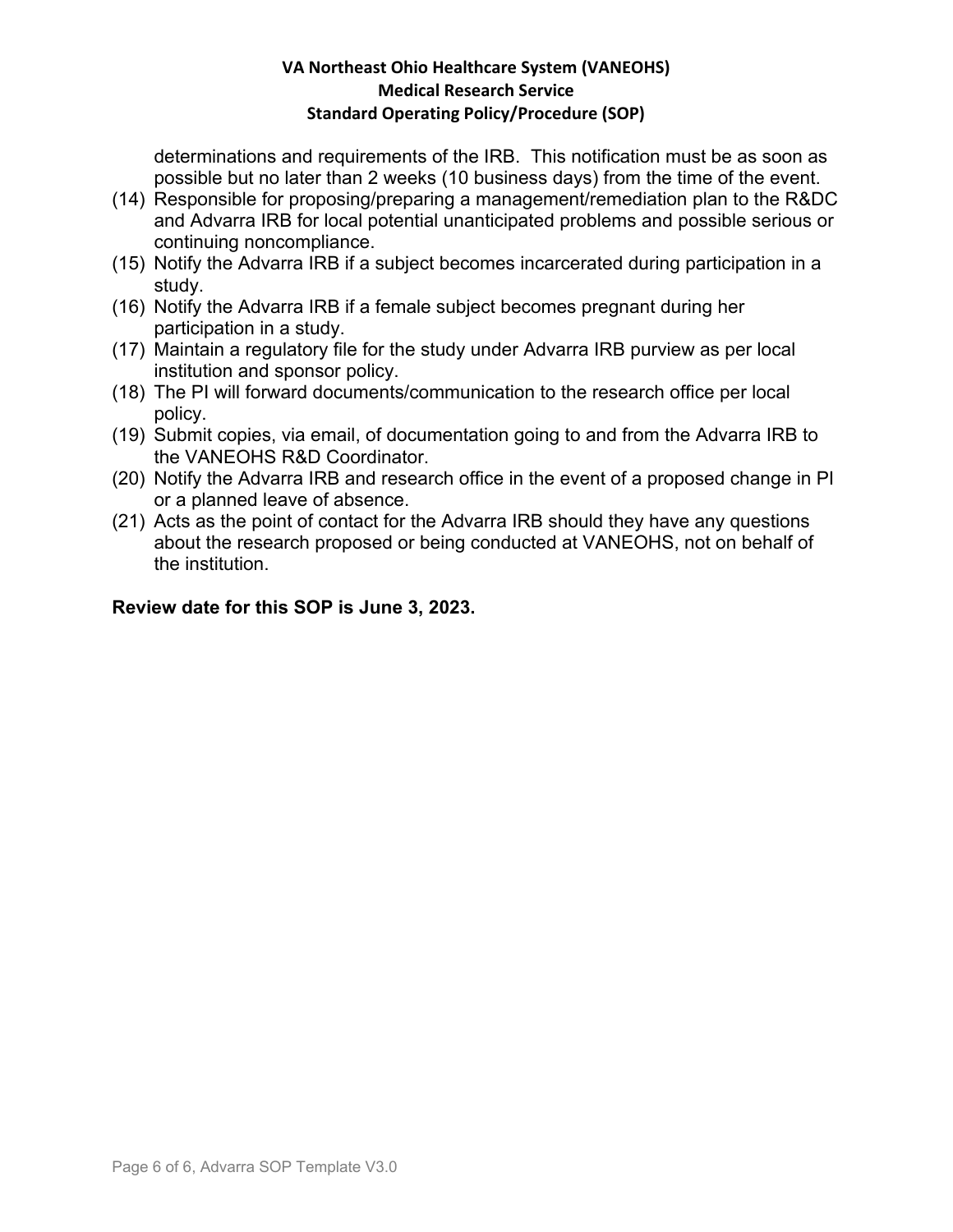determinations and requirements of the IRB. This notification must be as soon as possible but no later than 2 weeks (10 business days) from the time of the event.

(14) Responsible for proposing/preparing a management/remediation plan to the R&DC and Advarra IRB for local potential unanticipated problems and possible serious or continuing noncompliance.

(15) Notify the Advarra IRB if a subject becomes incarcerated during participation in a study.

(16) Notify the Advarra IRB if a female subject becomes pregnant during her participation in a study.

(17) Maintain a regulatory file for the study under Advarra IRB purview as per local institution and sponsor policy.

(18) The PI will forward documents/communication to the research office per local policy.

(19) Submit copies, via email, of documentation going to and from the Advarra IRB to the VANEOHS R&D Coordinator.

(20) Notify the Advarra IRB and research office in the event of a proposed change in PI or a planned leave of absence.

(21) Acts as the point of contact for the Advarra IRB should they have any questions about the research proposed or being conducted at VANEOHS, not on behalf of the institution.

**Review date for this SOP is June 3, 2023.**